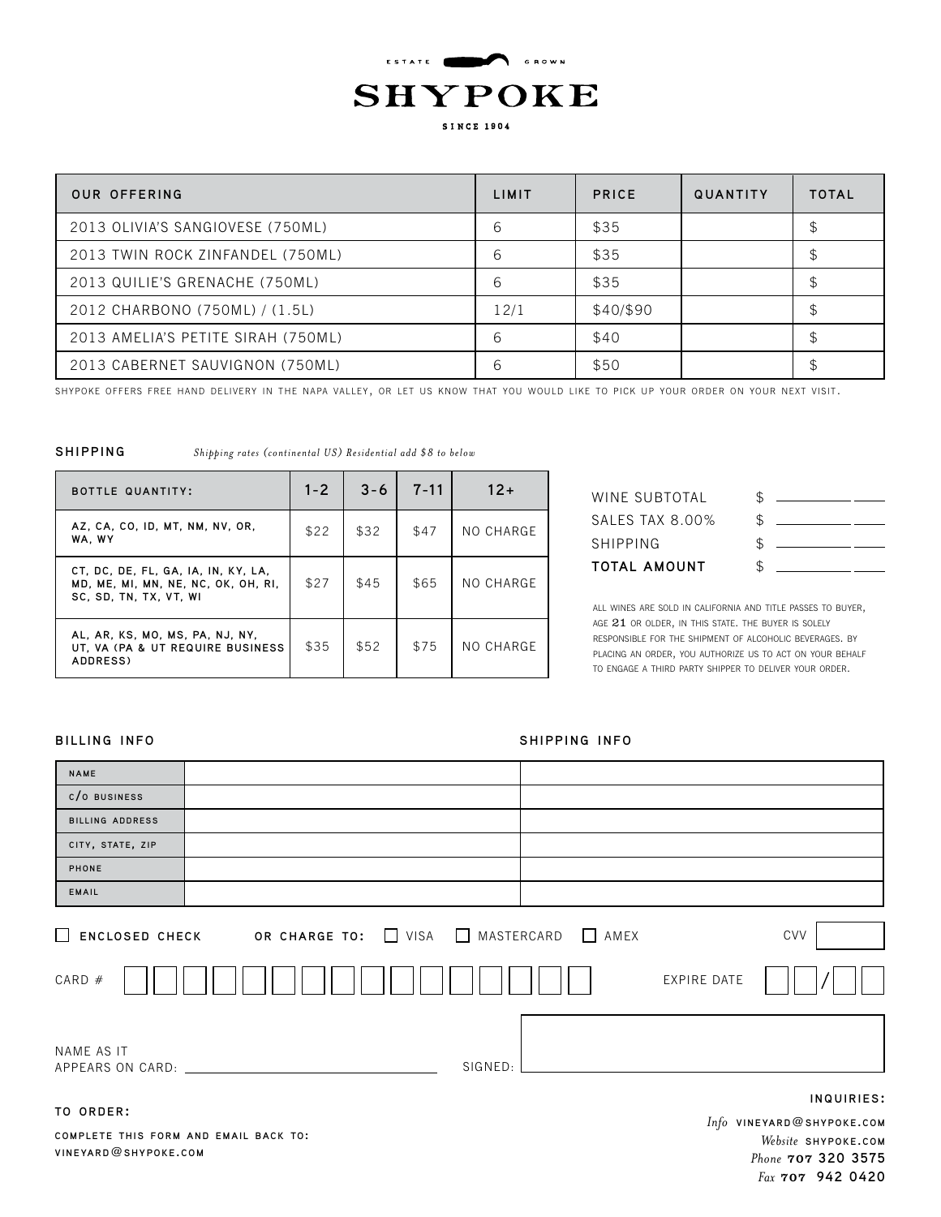ESTATE GROWN

# SHYPOKE

SINCE 1904

| OUR OFFERING | LIMIT | PRICE | QUANTITY | TOTAL |
|---|---|---|---|---|
| 2013 OLIVIA'S SANGIOVESE (750ML) | 6 | $35 | | $ |
| 2013 TWIN ROCK ZINFANDEL (750ML) | 6 | $35 | | $ |
| 2013 QUILIE'S GRENACHE (750ML) | 6 | $35 | | $ |
| 2012 CHARBONO (750ML) / (1.5L) | 12/1 | $40/$90 | | $ |
| 2013 AMELIA'S PETITE SIRAH (750ML) | 6 | $40 | | $ |
| 2013 CABERNET SAUVIGNON (750ML) | 6 | $50 | | $ |

SHYPOKE OFFERS FREE HAND DELIVERY IN THE NAPA VALLEY, OR LET US KNOW THAT YOU WOULD LIKE TO PICK UP YOUR ORDER ON YOUR NEXT VISIT.

## SHIPPING

*Shipping rates (continental US) Residential add $8 to below*

| BOTTLE QUANTITY: | 1-2 | 3-6 | 7-11 | 12+ |
|---|---|---|---|---|
| AZ, CA, CO, ID, MT, NM, NV, OR, WA, WY | $22 | $32 | $47 | NO CHARGE |
| CT, DC, DE, FL, GA, IA, IN, KY, LA, MD, ME, MI, MN, NE, NC, OK, OH, RI, SC, SD, TN, TX, VT, WI | $27 | $45 | $65 | NO CHARGE |
| AL, AR, KS, MO, MS, PA, NJ, NY, UT, VA (PA & UT REQUIRE BUSINESS ADDRESS) | $35 | $52 | $75 | NO CHARGE |

WINE SUBTOTAL $ ____________

SALES TAX 8.00% $ ____________

SHIPPING $ ____________

**TOTAL AMOUNT** $ ____________

ALL WINES ARE SOLD IN CALIFORNIA AND TITLE PASSES TO BUYER, AGE 21 OR OLDER, IN THIS STATE. THE BUYER IS SOLELY RESPONSIBLE FOR THE SHIPMENT OF ALCOHOLIC BEVERAGES. BY PLACING AN ORDER, YOU AUTHORIZE US TO ACT ON YOUR BEHALF TO ENGAGE A THIRD PARTY SHIPPER TO DELIVER YOUR ORDER.

| | BILLING INFO | SHIPPING INFO |
|---|---|---|
| NAME | | |
| C/O BUSINESS | | |
| BILLING ADDRESS | | |
| CITY, STATE, ZIP | | |
| PHONE | | |
| EMAIL | | |

☐ ENCLOSED CHECK  OR CHARGE TO: ☐ VISA ☐ MASTERCARD ☐ AMEX  CVV ________

CARD # ________________  EXPIRE DATE __ / __

NAME AS IT APPEARS ON CARD: ____________________  SIGNED: ____________________

**TO ORDER:**

COMPLETE THIS FORM AND EMAIL BACK TO: VINEYARD@SHYPOKE.COM

**INQUIRIES:**

*Info* VINEYARD@SHYPOKE.COM
*Website* SHYPOKE.COM
*Phone* 707 320 3575
*Fax* 707 942 0420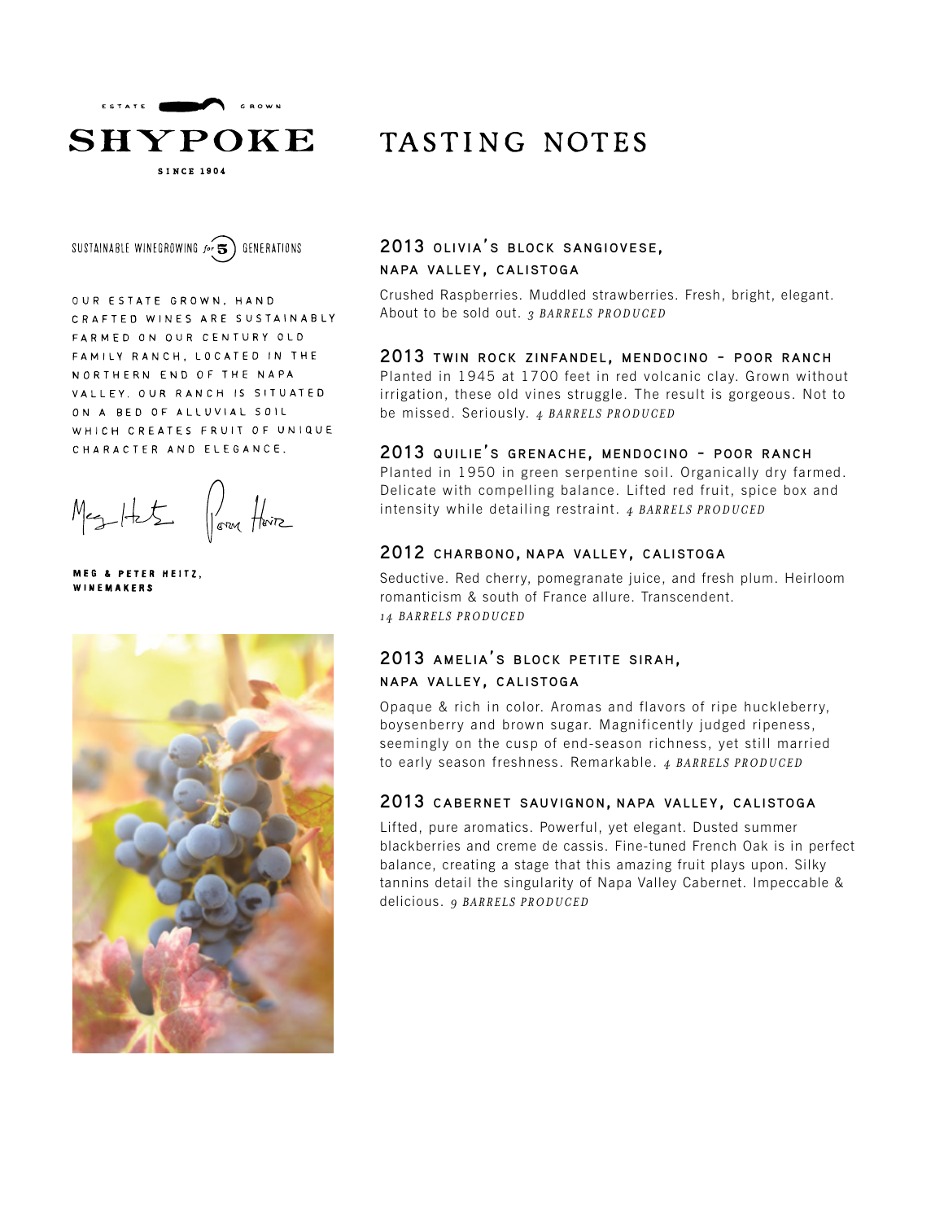ESTATE GROWN

# SHYPOKE

SINCE 1904

# TASTING NOTES

SUSTAINABLE WINEGROWING *for* 5 GENERATIONS

OUR ESTATE GROWN, HAND CRAFTED WINES ARE SUSTAINABLY FARMED ON OUR CENTURY OLD FAMILY RANCH, LOCATED IN THE NORTHERN END OF THE NAPA VALLEY. OUR RANCH IS SITUATED ON A BED OF ALLUVIAL SOIL WHICH CREATES FRUIT OF UNIQUE CHARACTER AND ELEGANCE.

**MEG & PETER HEITZ, WINEMAKERS**

## 2013 OLIVIA'S BLOCK SANGIOVESE, NAPA VALLEY, CALISTOGA

Crushed Raspberries. Muddled strawberries. Fresh, bright, elegant. About to be sold out. *3 BARRELS PRODUCED*

## 2013 TWIN ROCK ZINFANDEL, MENDOCINO - POOR RANCH

Planted in 1945 at 1700 feet in red volcanic clay. Grown without irrigation, these old vines struggle. The result is gorgeous. Not to be missed. Seriously. *4 BARRELS PRODUCED*

## 2013 QUILIE'S GRENACHE, MENDOCINO - POOR RANCH

Planted in 1950 in green serpentine soil. Organically dry farmed. Delicate with compelling balance. Lifted red fruit, spice box and intensity while detailing restraint. *4 BARRELS PRODUCED*

## 2012 CHARBONO, NAPA VALLEY, CALISTOGA

Seductive. Red cherry, pomegranate juice, and fresh plum. Heirloom romanticism & south of France allure. Transcendent. *14 BARRELS PRODUCED*

## 2013 AMELIA'S BLOCK PETITE SIRAH, NAPA VALLEY, CALISTOGA

Opaque & rich in color. Aromas and flavors of ripe huckleberry, boysenberry and brown sugar. Magnificently judged ripeness, seemingly on the cusp of end-season richness, yet still married to early season freshness. Remarkable. *4 BARRELS PRODUCED*

## 2013 CABERNET SAUVIGNON, NAPA VALLEY, CALISTOGA

Lifted, pure aromatics. Powerful, yet elegant. Dusted summer blackberries and creme de cassis. Fine-tuned French Oak is in perfect balance, creating a stage that this amazing fruit plays upon. Silky tannins detail the singularity of Napa Valley Cabernet. Impeccable & delicious. *9 BARRELS PRODUCED*